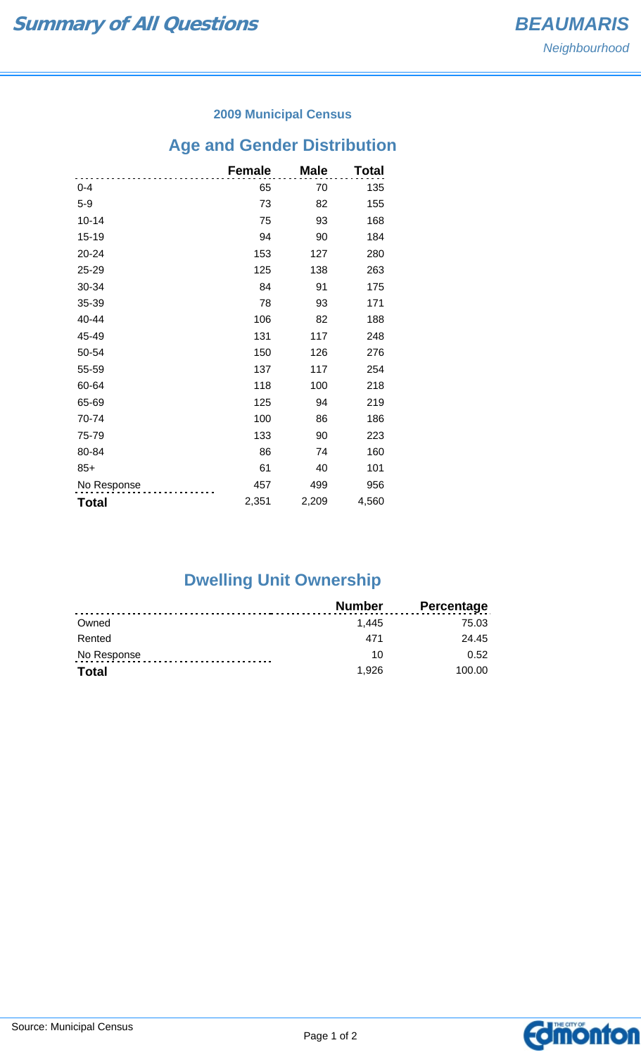# Summary of All Questions

## BEAUMARIS

*Neighbourhood*

### 2009 Municipal Census

## Age and Gender Distribution

| | Female | Male | Total |
|---|---|---|---|
| 0-4 | 65 | 70 | 135 |
| 5-9 | 73 | 82 | 155 |
| 10-14 | 75 | 93 | 168 |
| 15-19 | 94 | 90 | 184 |
| 20-24 | 153 | 127 | 280 |
| 25-29 | 125 | 138 | 263 |
| 30-34 | 84 | 91 | 175 |
| 35-39 | 78 | 93 | 171 |
| 40-44 | 106 | 82 | 188 |
| 45-49 | 131 | 117 | 248 |
| 50-54 | 150 | 126 | 276 |
| 55-59 | 137 | 117 | 254 |
| 60-64 | 118 | 100 | 218 |
| 65-69 | 125 | 94 | 219 |
| 70-74 | 100 | 86 | 186 |
| 75-79 | 133 | 90 | 223 |
| 80-84 | 86 | 74 | 160 |
| 85+ | 61 | 40 | 101 |
| No Response | 457 | 499 | 956 |
| **Total** | 2,351 | 2,209 | 4,560 |

## Dwelling Unit Ownership

| | Number | Percentage |
|---|---|---|
| Owned | 1,445 | 75.03 |
| Rented | 471 | 24.45 |
| No Response | 10 | 0.52 |
| **Total** | 1,926 | 100.00 |

Source: Municipal Census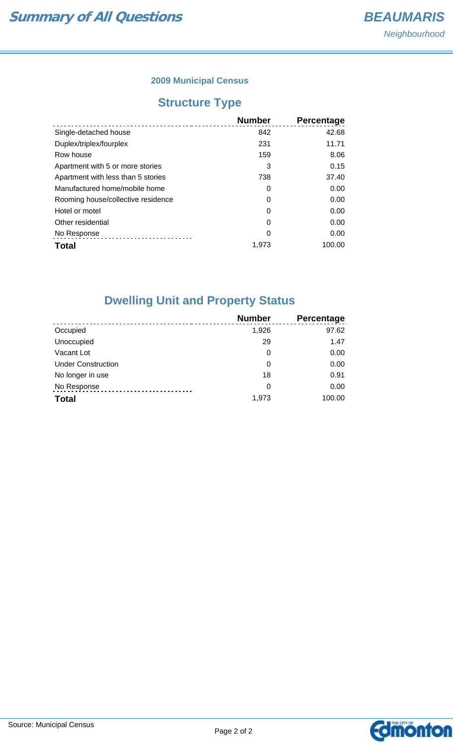# Summary of All Questions

**BEAUMARIS**
*Neighbourhood*

### 2009 Municipal Census

## Structure Type

| | Number | Percentage |
|---|---|---|
| Single-detached house | 842 | 42.68 |
| Duplex/triplex/fourplex | 231 | 11.71 |
| Row house | 159 | 8.06 |
| Apartment with 5 or more stories | 3 | 0.15 |
| Apartment with less than 5 stories | 738 | 37.40 |
| Manufactured home/mobile home | 0 | 0.00 |
| Rooming house/collective residence | 0 | 0.00 |
| Hotel or motel | 0 | 0.00 |
| Other residential | 0 | 0.00 |
| No Response | 0 | 0.00 |
| **Total** | 1,973 | 100.00 |

## Dwelling Unit and Property Status

| | Number | Percentage |
|---|---|---|
| Occupied | 1,926 | 97.62 |
| Unoccupied | 29 | 1.47 |
| Vacant Lot | 0 | 0.00 |
| Under Construction | 0 | 0.00 |
| No longer in use | 18 | 0.91 |
| No Response | 0 | 0.00 |
| **Total** | 1,973 | 100.00 |

Source: Municipal Census